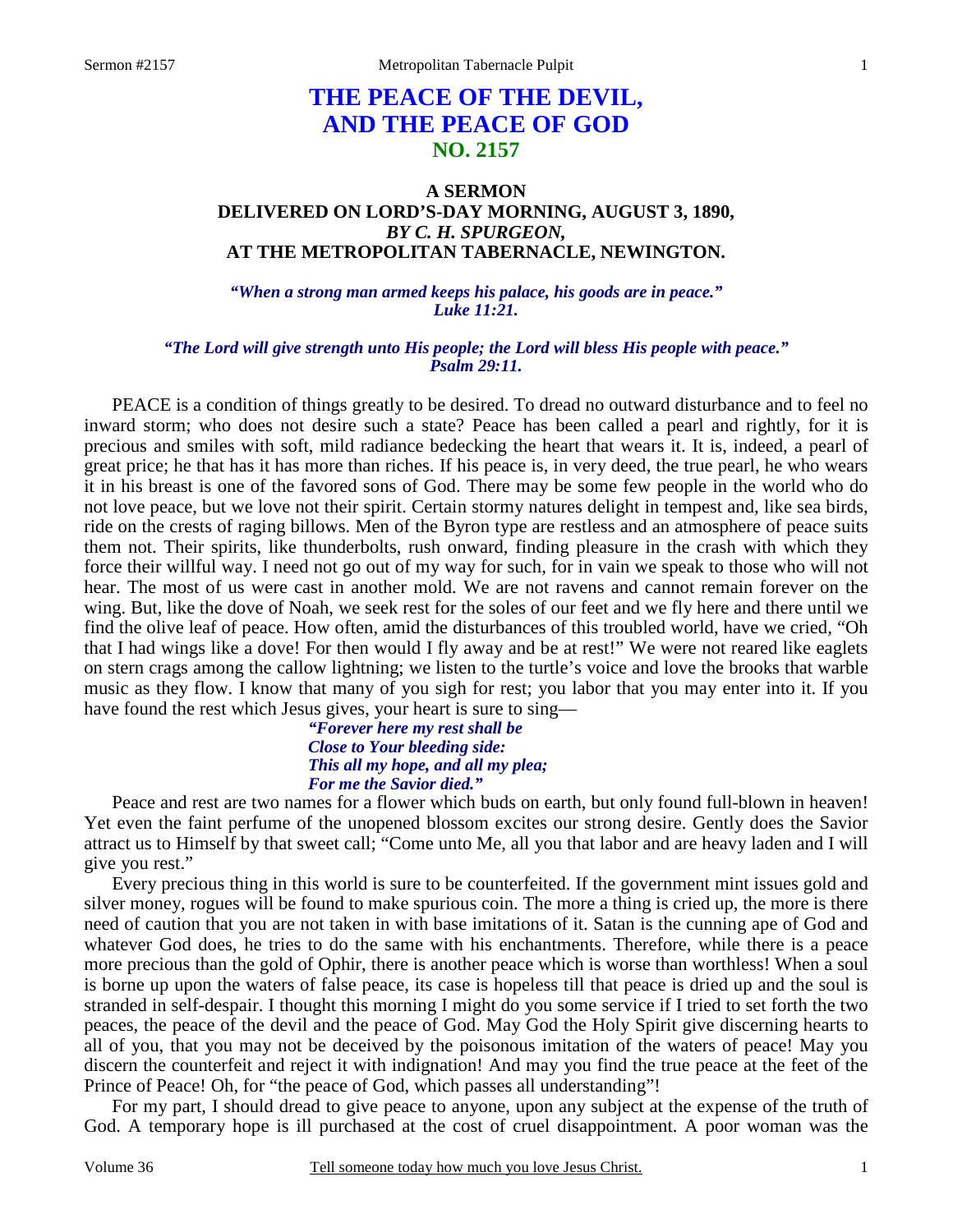# THE PEACE OF THE DEVIL, AND THE PEACE OF GOD
## NO. 2157

### A SERMON
### DELIVERED ON LORD'S-DAY MORNING, AUGUST 3, 1890,
### *BY C. H. SPURGEON,*
### AT THE METROPOLITAN TABERNACLE, NEWINGTON.

***"When a strong man armed keeps his palace, his goods are in peace." Luke 11:21.***

***"The Lord will give strength unto His people; the Lord will bless His people with peace." Psalm 29:11.***

PEACE is a condition of things greatly to be desired. To dread no outward disturbance and to feel no inward storm; who does not desire such a state? Peace has been called a pearl and rightly, for it is precious and smiles with soft, mild radiance bedecking the heart that wears it. It is, indeed, a pearl of great price; he that has it has more than riches. If his peace is, in very deed, the true pearl, he who wears it in his breast is one of the favored sons of God. There may be some few people in the world who do not love peace, but we love not their spirit. Certain stormy natures delight in tempest and, like sea birds, ride on the crests of raging billows. Men of the Byron type are restless and an atmosphere of peace suits them not. Their spirits, like thunderbolts, rush onward, finding pleasure in the crash with which they force their willful way. I need not go out of my way for such, for in vain we speak to those who will not hear. The most of us were cast in another mold. We are not ravens and cannot remain forever on the wing. But, like the dove of Noah, we seek rest for the soles of our feet and we fly here and there until we find the olive leaf of peace. How often, amid the disturbances of this troubled world, have we cried, "Oh that I had wings like a dove! For then would I fly away and be at rest!" We were not reared like eaglets on stern crags among the callow lightning; we listen to the turtle's voice and love the brooks that warble music as they flow. I know that many of you sigh for rest; you labor that you may enter into it. If you have found the rest which Jesus gives, your heart is sure to sing—

> ***"Forever here my rest shall be***
> ***Close to Your bleeding side:***
> ***This all my hope, and all my plea;***
> ***For me the Savior died."***

Peace and rest are two names for a flower which buds on earth, but only found full-blown in heaven! Yet even the faint perfume of the unopened blossom excites our strong desire. Gently does the Savior attract us to Himself by that sweet call; "Come unto Me, all you that labor and are heavy laden and I will give you rest."

Every precious thing in this world is sure to be counterfeited. If the government mint issues gold and silver money, rogues will be found to make spurious coin. The more a thing is cried up, the more is there need of caution that you are not taken in with base imitations of it. Satan is the cunning ape of God and whatever God does, he tries to do the same with his enchantments. Therefore, while there is a peace more precious than the gold of Ophir, there is another peace which is worse than worthless! When a soul is borne up upon the waters of false peace, its case is hopeless till that peace is dried up and the soul is stranded in self-despair. I thought this morning I might do you some service if I tried to set forth the two peaces, the peace of the devil and the peace of God. May God the Holy Spirit give discerning hearts to all of you, that you may not be deceived by the poisonous imitation of the waters of peace! May you discern the counterfeit and reject it with indignation! And may you find the true peace at the feet of the Prince of Peace! Oh, for "the peace of God, which passes all understanding"!

For my part, I should dread to give peace to anyone, upon any subject at the expense of the truth of God. A temporary hope is ill purchased at the cost of cruel disappointment. A poor woman was the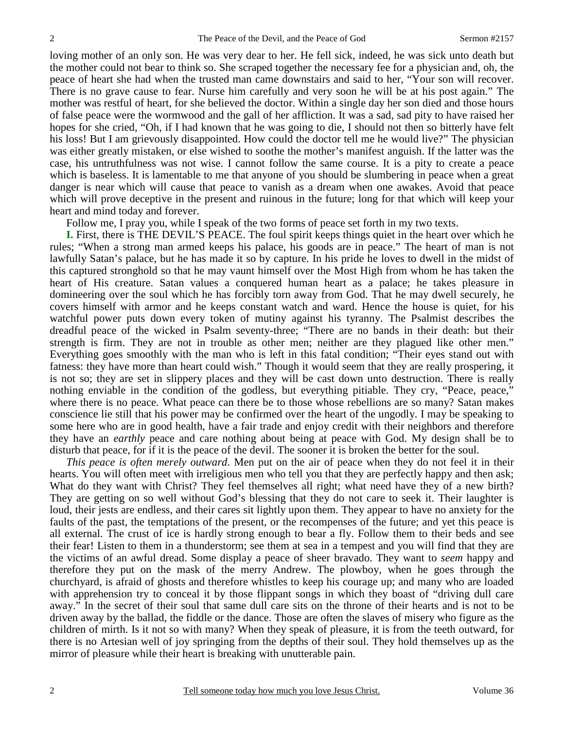loving mother of an only son. He was very dear to her. He fell sick, indeed, he was sick unto death but the mother could not bear to think so. She scraped together the necessary fee for a physician and, oh, the peace of heart she had when the trusted man came downstairs and said to her, "Your son will recover. There is no grave cause to fear. Nurse him carefully and very soon he will be at his post again." The mother was restful of heart, for she believed the doctor. Within a single day her son died and those hours of false peace were the wormwood and the gall of her affliction. It was a sad, sad pity to have raised her hopes for she cried, "Oh, if I had known that he was going to die, I should not then so bitterly have felt his loss! But I am grievously disappointed. How could the doctor tell me he would live?" The physician was either greatly mistaken, or else wished to soothe the mother's manifest anguish. If the latter was the case, his untruthfulness was not wise. I cannot follow the same course. It is a pity to create a peace which is baseless. It is lamentable to me that anyone of you should be slumbering in peace when a great danger is near which will cause that peace to vanish as a dream when one awakes. Avoid that peace which will prove deceptive in the present and ruinous in the future; long for that which will keep your heart and mind today and forever.

Follow me, I pray you, while I speak of the two forms of peace set forth in my two texts.

**I.** First, there is THE DEVIL'S PEACE. The foul spirit keeps things quiet in the heart over which he rules; "When a strong man armed keeps his palace, his goods are in peace." The heart of man is not lawfully Satan's palace, but he has made it so by capture. In his pride he loves to dwell in the midst of this captured stronghold so that he may vaunt himself over the Most High from whom he has taken the heart of His creature. Satan values a conquered human heart as a palace; he takes pleasure in domineering over the soul which he has forcibly torn away from God. That he may dwell securely, he covers himself with armor and he keeps constant watch and ward. Hence the house is quiet, for his watchful power puts down every token of mutiny against his tyranny. The Psalmist describes the dreadful peace of the wicked in Psalm seventy-three; "There are no bands in their death: but their strength is firm. They are not in trouble as other men; neither are they plagued like other men." Everything goes smoothly with the man who is left in this fatal condition; "Their eyes stand out with fatness: they have more than heart could wish." Though it would seem that they are really prospering, it is not so; they are set in slippery places and they will be cast down unto destruction. There is really nothing enviable in the condition of the godless, but everything pitiable. They cry, "Peace, peace," where there is no peace. What peace can there be to those whose rebellions are so many? Satan makes conscience lie still that his power may be confirmed over the heart of the ungodly. I may be speaking to some here who are in good health, have a fair trade and enjoy credit with their neighbors and therefore they have an *earthly* peace and care nothing about being at peace with God. My design shall be to disturb that peace, for if it is the peace of the devil. The sooner it is broken the better for the soul.

*This peace is often merely outward*. Men put on the air of peace when they do not feel it in their hearts. You will often meet with irreligious men who tell you that they are perfectly happy and then ask; What do they want with Christ? They feel themselves all right; what need have they of a new birth? They are getting on so well without God's blessing that they do not care to seek it. Their laughter is loud, their jests are endless, and their cares sit lightly upon them. They appear to have no anxiety for the faults of the past, the temptations of the present, or the recompenses of the future; and yet this peace is all external. The crust of ice is hardly strong enough to bear a fly. Follow them to their beds and see their fear! Listen to them in a thunderstorm; see them at sea in a tempest and you will find that they are the victims of an awful dread. Some display a peace of sheer bravado. They want to *seem* happy and therefore they put on the mask of the merry Andrew. The plowboy, when he goes through the churchyard, is afraid of ghosts and therefore whistles to keep his courage up; and many who are loaded with apprehension try to conceal it by those flippant songs in which they boast of "driving dull care away." In the secret of their soul that same dull care sits on the throne of their hearts and is not to be driven away by the ballad, the fiddle or the dance. Those are often the slaves of misery who figure as the children of mirth. Is it not so with many? When they speak of pleasure, it is from the teeth outward, for there is no Artesian well of joy springing from the depths of their soul. They hold themselves up as the mirror of pleasure while their heart is breaking with unutterable pain.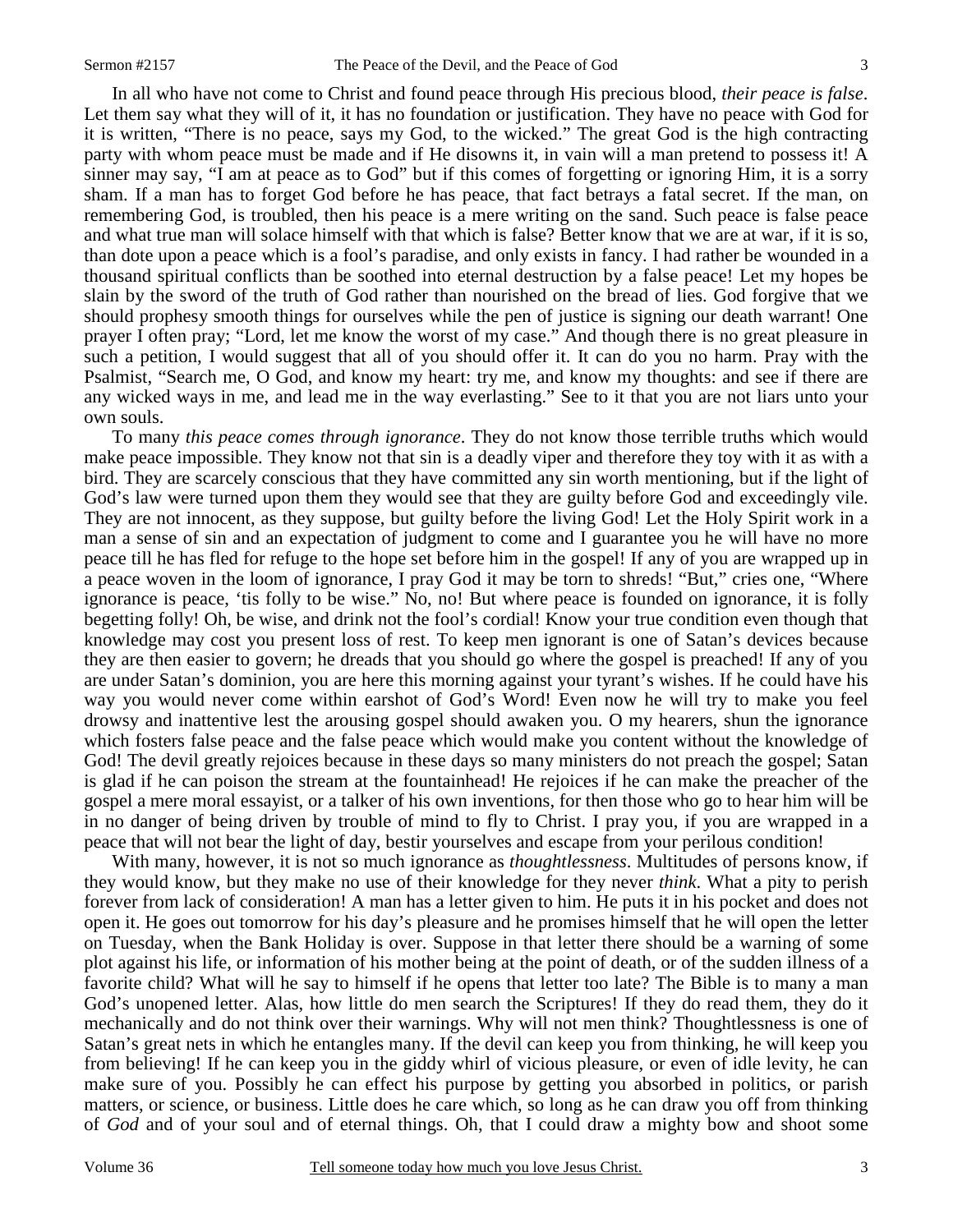In all who have not come to Christ and found peace through His precious blood, *their peace is false*. Let them say what they will of it, it has no foundation or justification. They have no peace with God for it is written, "There is no peace, says my God, to the wicked." The great God is the high contracting party with whom peace must be made and if He disowns it, in vain will a man pretend to possess it! A sinner may say, "I am at peace as to God" but if this comes of forgetting or ignoring Him, it is a sorry sham. If a man has to forget God before he has peace, that fact betrays a fatal secret. If the man, on remembering God, is troubled, then his peace is a mere writing on the sand. Such peace is false peace and what true man will solace himself with that which is false? Better know that we are at war, if it is so, than dote upon a peace which is a fool's paradise, and only exists in fancy. I had rather be wounded in a thousand spiritual conflicts than be soothed into eternal destruction by a false peace! Let my hopes be slain by the sword of the truth of God rather than nourished on the bread of lies. God forgive that we should prophesy smooth things for ourselves while the pen of justice is signing our death warrant! One prayer I often pray; "Lord, let me know the worst of my case." And though there is no great pleasure in such a petition, I would suggest that all of you should offer it. It can do you no harm. Pray with the Psalmist, "Search me, O God, and know my heart: try me, and know my thoughts: and see if there are any wicked ways in me, and lead me in the way everlasting." See to it that you are not liars unto your own souls.

To many *this peace comes through ignorance*. They do not know those terrible truths which would make peace impossible. They know not that sin is a deadly viper and therefore they toy with it as with a bird. They are scarcely conscious that they have committed any sin worth mentioning, but if the light of God's law were turned upon them they would see that they are guilty before God and exceedingly vile. They are not innocent, as they suppose, but guilty before the living God! Let the Holy Spirit work in a man a sense of sin and an expectation of judgment to come and I guarantee you he will have no more peace till he has fled for refuge to the hope set before him in the gospel! If any of you are wrapped up in a peace woven in the loom of ignorance, I pray God it may be torn to shreds! "But," cries one, "Where ignorance is peace, 'tis folly to be wise." No, no! But where peace is founded on ignorance, it is folly begetting folly! Oh, be wise, and drink not the fool's cordial! Know your true condition even though that knowledge may cost you present loss of rest. To keep men ignorant is one of Satan's devices because they are then easier to govern; he dreads that you should go where the gospel is preached! If any of you are under Satan's dominion, you are here this morning against your tyrant's wishes. If he could have his way you would never come within earshot of God's Word! Even now he will try to make you feel drowsy and inattentive lest the arousing gospel should awaken you. O my hearers, shun the ignorance which fosters false peace and the false peace which would make you content without the knowledge of God! The devil greatly rejoices because in these days so many ministers do not preach the gospel; Satan is glad if he can poison the stream at the fountainhead! He rejoices if he can make the preacher of the gospel a mere moral essayist, or a talker of his own inventions, for then those who go to hear him will be in no danger of being driven by trouble of mind to fly to Christ. I pray you, if you are wrapped in a peace that will not bear the light of day, bestir yourselves and escape from your perilous condition!

With many, however, it is not so much ignorance as *thoughtlessness*. Multitudes of persons know, if they would know, but they make no use of their knowledge for they never *think*. What a pity to perish forever from lack of consideration! A man has a letter given to him. He puts it in his pocket and does not open it. He goes out tomorrow for his day's pleasure and he promises himself that he will open the letter on Tuesday, when the Bank Holiday is over. Suppose in that letter there should be a warning of some plot against his life, or information of his mother being at the point of death, or of the sudden illness of a favorite child? What will he say to himself if he opens that letter too late? The Bible is to many a man God's unopened letter. Alas, how little do men search the Scriptures! If they do read them, they do it mechanically and do not think over their warnings. Why will not men think? Thoughtlessness is one of Satan's great nets in which he entangles many. If the devil can keep you from thinking, he will keep you from believing! If he can keep you in the giddy whirl of vicious pleasure, or even of idle levity, he can make sure of you. Possibly he can effect his purpose by getting you absorbed in politics, or parish matters, or science, or business. Little does he care which, so long as he can draw you off from thinking of *God* and of your soul and of eternal things. Oh, that I could draw a mighty bow and shoot some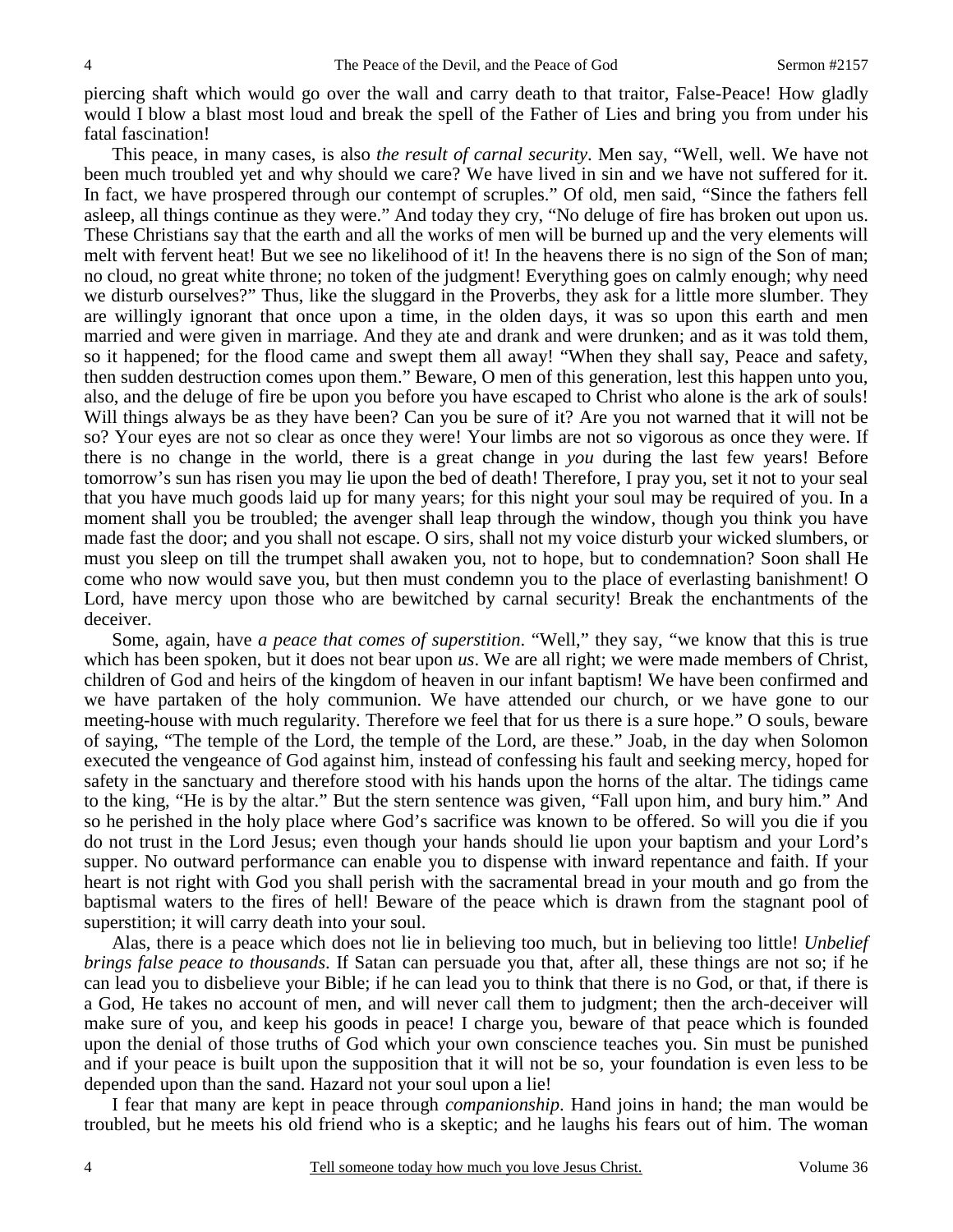piercing shaft which would go over the wall and carry death to that traitor, False-Peace! How gladly would I blow a blast most loud and break the spell of the Father of Lies and bring you from under his fatal fascination!

This peace, in many cases, is also *the result of carnal security*. Men say, "Well, well. We have not been much troubled yet and why should we care? We have lived in sin and we have not suffered for it. In fact, we have prospered through our contempt of scruples." Of old, men said, "Since the fathers fell asleep, all things continue as they were." And today they cry, "No deluge of fire has broken out upon us. These Christians say that the earth and all the works of men will be burned up and the very elements will melt with fervent heat! But we see no likelihood of it! In the heavens there is no sign of the Son of man; no cloud, no great white throne; no token of the judgment! Everything goes on calmly enough; why need we disturb ourselves?" Thus, like the sluggard in the Proverbs, they ask for a little more slumber. They are willingly ignorant that once upon a time, in the olden days, it was so upon this earth and men married and were given in marriage. And they ate and drank and were drunken; and as it was told them, so it happened; for the flood came and swept them all away! "When they shall say, Peace and safety, then sudden destruction comes upon them." Beware, O men of this generation, lest this happen unto you, also, and the deluge of fire be upon you before you have escaped to Christ who alone is the ark of souls! Will things always be as they have been? Can you be sure of it? Are you not warned that it will not be so? Your eyes are not so clear as once they were! Your limbs are not so vigorous as once they were. If there is no change in the world, there is a great change in *you* during the last few years! Before tomorrow's sun has risen you may lie upon the bed of death! Therefore, I pray you, set it not to your seal that you have much goods laid up for many years; for this night your soul may be required of you. In a moment shall you be troubled; the avenger shall leap through the window, though you think you have made fast the door; and you shall not escape. O sirs, shall not my voice disturb your wicked slumbers, or must you sleep on till the trumpet shall awaken you, not to hope, but to condemnation? Soon shall He come who now would save you, but then must condemn you to the place of everlasting banishment! O Lord, have mercy upon those who are bewitched by carnal security! Break the enchantments of the deceiver.

Some, again, have *a peace that comes of superstition*. "Well," they say, "we know that this is true which has been spoken, but it does not bear upon *us*. We are all right; we were made members of Christ, children of God and heirs of the kingdom of heaven in our infant baptism! We have been confirmed and we have partaken of the holy communion. We have attended our church, or we have gone to our meeting-house with much regularity. Therefore we feel that for us there is a sure hope." O souls, beware of saying, "The temple of the Lord, the temple of the Lord, are these." Joab, in the day when Solomon executed the vengeance of God against him, instead of confessing his fault and seeking mercy, hoped for safety in the sanctuary and therefore stood with his hands upon the horns of the altar. The tidings came to the king, "He is by the altar." But the stern sentence was given, "Fall upon him, and bury him." And so he perished in the holy place where God's sacrifice was known to be offered. So will you die if you do not trust in the Lord Jesus; even though your hands should lie upon your baptism and your Lord's supper. No outward performance can enable you to dispense with inward repentance and faith. If your heart is not right with God you shall perish with the sacramental bread in your mouth and go from the baptismal waters to the fires of hell! Beware of the peace which is drawn from the stagnant pool of superstition; it will carry death into your soul.

Alas, there is a peace which does not lie in believing too much, but in believing too little! *Unbelief brings false peace to thousands*. If Satan can persuade you that, after all, these things are not so; if he can lead you to disbelieve your Bible; if he can lead you to think that there is no God, or that, if there is a God, He takes no account of men, and will never call them to judgment; then the arch-deceiver will make sure of you, and keep his goods in peace! I charge you, beware of that peace which is founded upon the denial of those truths of God which your own conscience teaches you. Sin must be punished and if your peace is built upon the supposition that it will not be so, your foundation is even less to be depended upon than the sand. Hazard not your soul upon a lie!

I fear that many are kept in peace through *companionship*. Hand joins in hand; the man would be troubled, but he meets his old friend who is a skeptic; and he laughs his fears out of him. The woman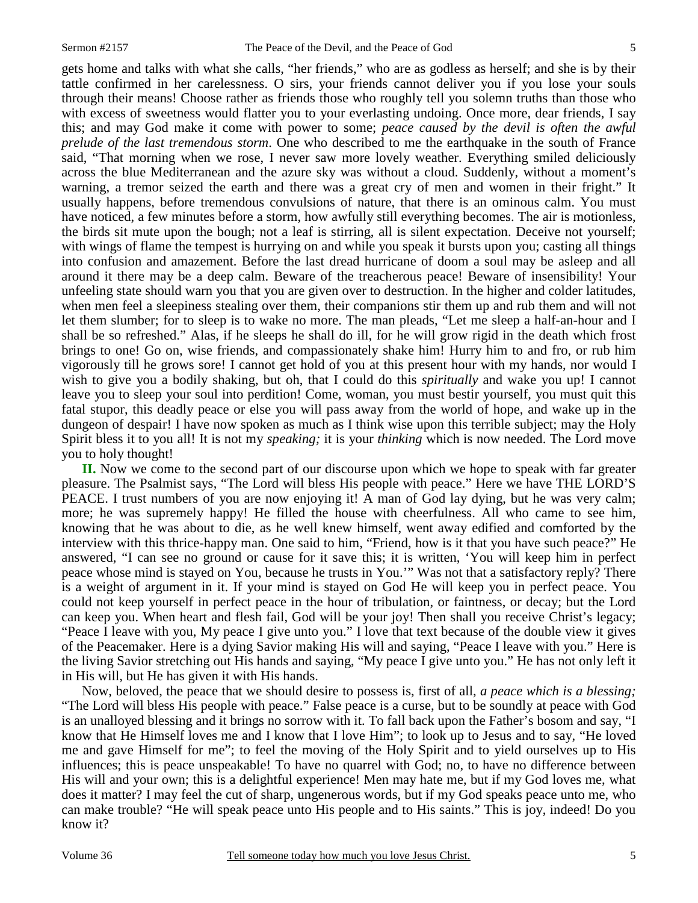gets home and talks with what she calls, "her friends," who are as godless as herself; and she is by their tattle confirmed in her carelessness. O sirs, your friends cannot deliver you if you lose your souls through their means! Choose rather as friends those who roughly tell you solemn truths than those who with excess of sweetness would flatter you to your everlasting undoing. Once more, dear friends, I say this; and may God make it come with power to some; *peace caused by the devil is often the awful prelude of the last tremendous storm*. One who described to me the earthquake in the south of France said, "That morning when we rose, I never saw more lovely weather. Everything smiled deliciously across the blue Mediterranean and the azure sky was without a cloud. Suddenly, without a moment's warning, a tremor seized the earth and there was a great cry of men and women in their fright." It usually happens, before tremendous convulsions of nature, that there is an ominous calm. You must have noticed, a few minutes before a storm, how awfully still everything becomes. The air is motionless, the birds sit mute upon the bough; not a leaf is stirring, all is silent expectation. Deceive not yourself; with wings of flame the tempest is hurrying on and while you speak it bursts upon you; casting all things into confusion and amazement. Before the last dread hurricane of doom a soul may be asleep and all around it there may be a deep calm. Beware of the treacherous peace! Beware of insensibility! Your unfeeling state should warn you that you are given over to destruction. In the higher and colder latitudes, when men feel a sleepiness stealing over them, their companions stir them up and rub them and will not let them slumber; for to sleep is to wake no more. The man pleads, "Let me sleep a half-an-hour and I shall be so refreshed." Alas, if he sleeps he shall do ill, for he will grow rigid in the death which frost brings to one! Go on, wise friends, and compassionately shake him! Hurry him to and fro, or rub him vigorously till he grows sore! I cannot get hold of you at this present hour with my hands, nor would I wish to give you a bodily shaking, but oh, that I could do this *spiritually* and wake you up! I cannot leave you to sleep your soul into perdition! Come, woman, you must bestir yourself, you must quit this fatal stupor, this deadly peace or else you will pass away from the world of hope, and wake up in the dungeon of despair! I have now spoken as much as I think wise upon this terrible subject; may the Holy Spirit bless it to you all! It is not my *speaking;* it is your *thinking* which is now needed. The Lord move you to holy thought!

**II.** Now we come to the second part of our discourse upon which we hope to speak with far greater pleasure. The Psalmist says, "The Lord will bless His people with peace." Here we have THE LORD'S PEACE. I trust numbers of you are now enjoying it! A man of God lay dying, but he was very calm; more; he was supremely happy! He filled the house with cheerfulness. All who came to see him, knowing that he was about to die, as he well knew himself, went away edified and comforted by the interview with this thrice-happy man. One said to him, "Friend, how is it that you have such peace?" He answered, "I can see no ground or cause for it save this; it is written, 'You will keep him in perfect peace whose mind is stayed on You, because he trusts in You.'" Was not that a satisfactory reply? There is a weight of argument in it. If your mind is stayed on God He will keep you in perfect peace. You could not keep yourself in perfect peace in the hour of tribulation, or faintness, or decay; but the Lord can keep you. When heart and flesh fail, God will be your joy! Then shall you receive Christ's legacy; "Peace I leave with you, My peace I give unto you." I love that text because of the double view it gives of the Peacemaker. Here is a dying Savior making His will and saying, "Peace I leave with you." Here is the living Savior stretching out His hands and saying, "My peace I give unto you." He has not only left it in His will, but He has given it with His hands.

Now, beloved, the peace that we should desire to possess is, first of all, *a peace which is a blessing;* "The Lord will bless His people with peace." False peace is a curse, but to be soundly at peace with God is an unalloyed blessing and it brings no sorrow with it. To fall back upon the Father's bosom and say, "I know that He Himself loves me and I know that I love Him"; to look up to Jesus and to say, "He loved me and gave Himself for me"; to feel the moving of the Holy Spirit and to yield ourselves up to His influences; this is peace unspeakable! To have no quarrel with God; no, to have no difference between His will and your own; this is a delightful experience! Men may hate me, but if my God loves me, what does it matter? I may feel the cut of sharp, ungenerous words, but if my God speaks peace unto me, who can make trouble? "He will speak peace unto His people and to His saints." This is joy, indeed! Do you know it?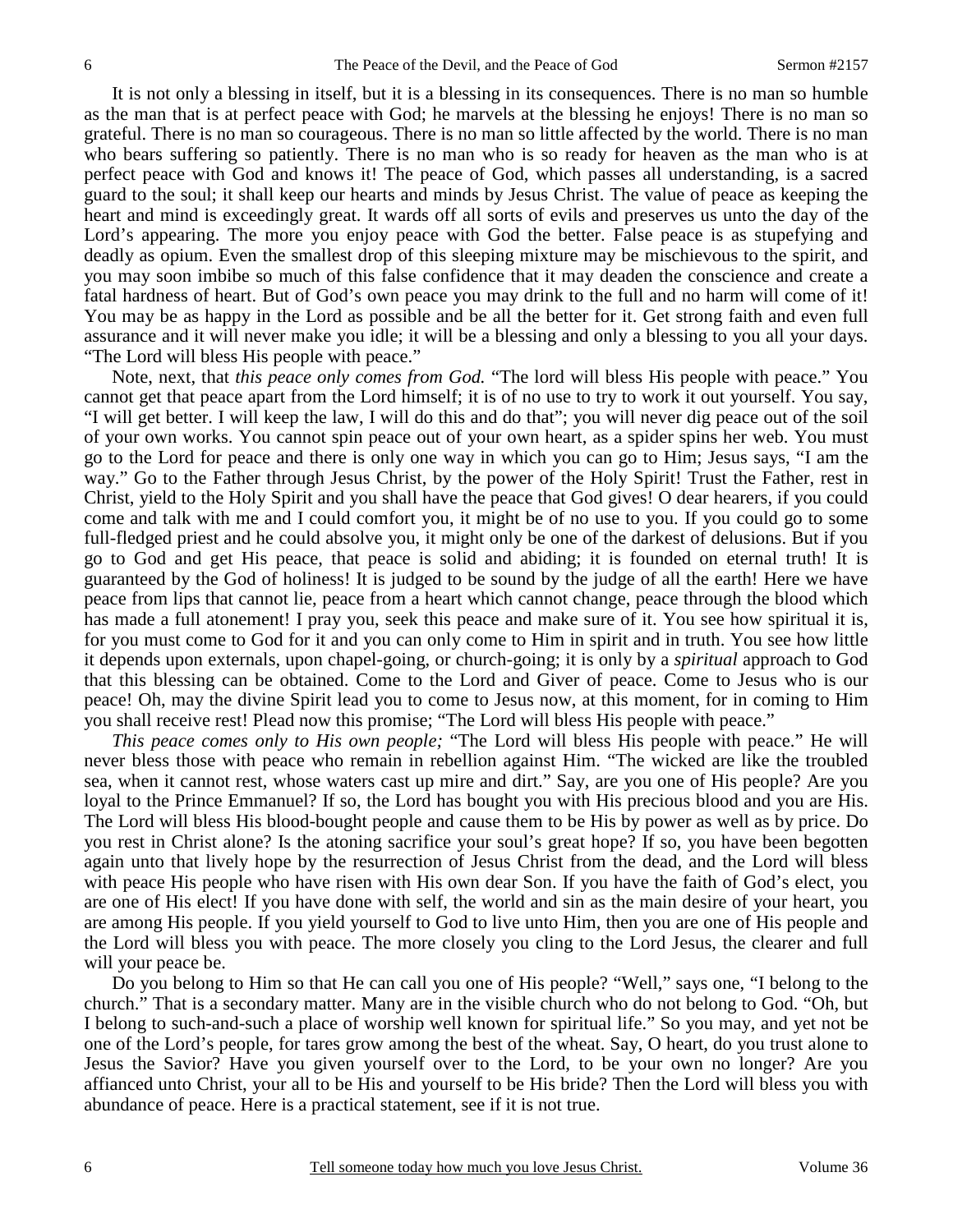It is not only a blessing in itself, but it is a blessing in its consequences. There is no man so humble as the man that is at perfect peace with God; he marvels at the blessing he enjoys! There is no man so grateful. There is no man so courageous. There is no man so little affected by the world. There is no man who bears suffering so patiently. There is no man who is so ready for heaven as the man who is at perfect peace with God and knows it! The peace of God, which passes all understanding, is a sacred guard to the soul; it shall keep our hearts and minds by Jesus Christ. The value of peace as keeping the heart and mind is exceedingly great. It wards off all sorts of evils and preserves us unto the day of the Lord's appearing. The more you enjoy peace with God the better. False peace is as stupefying and deadly as opium. Even the smallest drop of this sleeping mixture may be mischievous to the spirit, and you may soon imbibe so much of this false confidence that it may deaden the conscience and create a fatal hardness of heart. But of God's own peace you may drink to the full and no harm will come of it! You may be as happy in the Lord as possible and be all the better for it. Get strong faith and even full assurance and it will never make you idle; it will be a blessing and only a blessing to you all your days. "The Lord will bless His people with peace."

Note, next, that *this peace only comes from God.* "The lord will bless His people with peace." You cannot get that peace apart from the Lord himself; it is of no use to try to work it out yourself. You say, "I will get better. I will keep the law, I will do this and do that"; you will never dig peace out of the soil of your own works. You cannot spin peace out of your own heart, as a spider spins her web. You must go to the Lord for peace and there is only one way in which you can go to Him; Jesus says, "I am the way." Go to the Father through Jesus Christ, by the power of the Holy Spirit! Trust the Father, rest in Christ, yield to the Holy Spirit and you shall have the peace that God gives! O dear hearers, if you could come and talk with me and I could comfort you, it might be of no use to you. If you could go to some full-fledged priest and he could absolve you, it might only be one of the darkest of delusions. But if you go to God and get His peace, that peace is solid and abiding; it is founded on eternal truth! It is guaranteed by the God of holiness! It is judged to be sound by the judge of all the earth! Here we have peace from lips that cannot lie, peace from a heart which cannot change, peace through the blood which has made a full atonement! I pray you, seek this peace and make sure of it. You see how spiritual it is, for you must come to God for it and you can only come to Him in spirit and in truth. You see how little it depends upon externals, upon chapel-going, or church-going; it is only by a *spiritual* approach to God that this blessing can be obtained. Come to the Lord and Giver of peace. Come to Jesus who is our peace! Oh, may the divine Spirit lead you to come to Jesus now, at this moment, for in coming to Him you shall receive rest! Plead now this promise; "The Lord will bless His people with peace."

*This peace comes only to His own people;* "The Lord will bless His people with peace." He will never bless those with peace who remain in rebellion against Him. "The wicked are like the troubled sea, when it cannot rest, whose waters cast up mire and dirt." Say, are you one of His people? Are you loyal to the Prince Emmanuel? If so, the Lord has bought you with His precious blood and you are His. The Lord will bless His blood-bought people and cause them to be His by power as well as by price. Do you rest in Christ alone? Is the atoning sacrifice your soul's great hope? If so, you have been begotten again unto that lively hope by the resurrection of Jesus Christ from the dead, and the Lord will bless with peace His people who have risen with His own dear Son. If you have the faith of God's elect, you are one of His elect! If you have done with self, the world and sin as the main desire of your heart, you are among His people. If you yield yourself to God to live unto Him, then you are one of His people and the Lord will bless you with peace. The more closely you cling to the Lord Jesus, the clearer and full will your peace be.

Do you belong to Him so that He can call you one of His people? "Well," says one, "I belong to the church." That is a secondary matter. Many are in the visible church who do not belong to God. "Oh, but I belong to such-and-such a place of worship well known for spiritual life." So you may, and yet not be one of the Lord's people, for tares grow among the best of the wheat. Say, O heart, do you trust alone to Jesus the Savior? Have you given yourself over to the Lord, to be your own no longer? Are you affianced unto Christ, your all to be His and yourself to be His bride? Then the Lord will bless you with abundance of peace. Here is a practical statement, see if it is not true.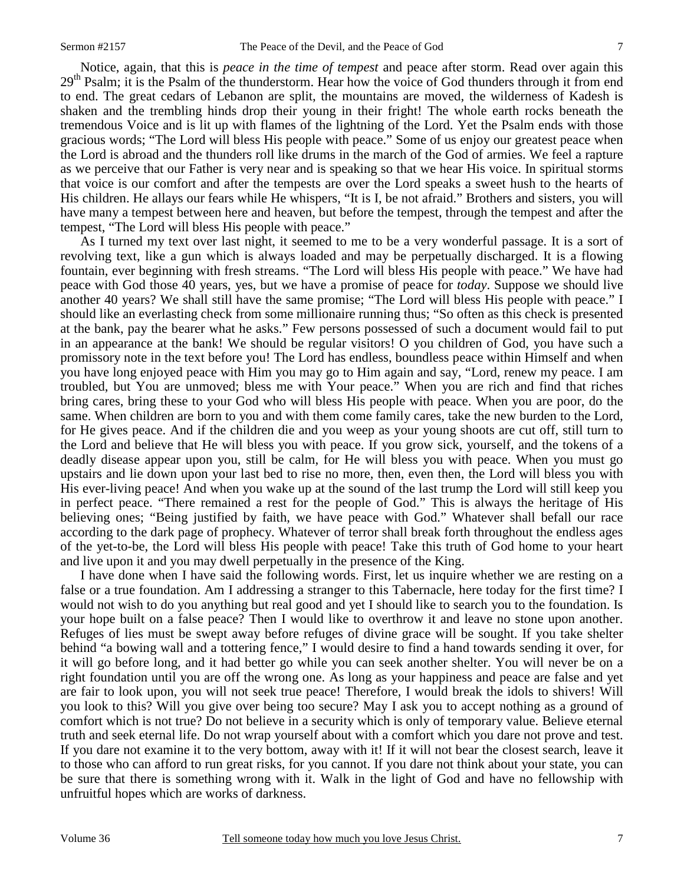Notice, again, that this is *peace in the time of tempest* and peace after storm. Read over again this 29th Psalm; it is the Psalm of the thunderstorm. Hear how the voice of God thunders through it from end to end. The great cedars of Lebanon are split, the mountains are moved, the wilderness of Kadesh is shaken and the trembling hinds drop their young in their fright! The whole earth rocks beneath the tremendous Voice and is lit up with flames of the lightning of the Lord. Yet the Psalm ends with those gracious words; "The Lord will bless His people with peace." Some of us enjoy our greatest peace when the Lord is abroad and the thunders roll like drums in the march of the God of armies. We feel a rapture as we perceive that our Father is very near and is speaking so that we hear His voice. In spiritual storms that voice is our comfort and after the tempests are over the Lord speaks a sweet hush to the hearts of His children. He allays our fears while He whispers, "It is I, be not afraid." Brothers and sisters, you will have many a tempest between here and heaven, but before the tempest, through the tempest and after the tempest, "The Lord will bless His people with peace."

As I turned my text over last night, it seemed to me to be a very wonderful passage. It is a sort of revolving text, like a gun which is always loaded and may be perpetually discharged. It is a flowing fountain, ever beginning with fresh streams. "The Lord will bless His people with peace." We have had peace with God those 40 years, yes, but we have a promise of peace for *today*. Suppose we should live another 40 years? We shall still have the same promise; "The Lord will bless His people with peace." I should like an everlasting check from some millionaire running thus; "So often as this check is presented at the bank, pay the bearer what he asks." Few persons possessed of such a document would fail to put in an appearance at the bank! We should be regular visitors! O you children of God, you have such a promissory note in the text before you! The Lord has endless, boundless peace within Himself and when you have long enjoyed peace with Him you may go to Him again and say, "Lord, renew my peace. I am troubled, but You are unmoved; bless me with Your peace." When you are rich and find that riches bring cares, bring these to your God who will bless His people with peace. When you are poor, do the same. When children are born to you and with them come family cares, take the new burden to the Lord, for He gives peace. And if the children die and you weep as your young shoots are cut off, still turn to the Lord and believe that He will bless you with peace. If you grow sick, yourself, and the tokens of a deadly disease appear upon you, still be calm, for He will bless you with peace. When you must go upstairs and lie down upon your last bed to rise no more, then, even then, the Lord will bless you with His ever-living peace! And when you wake up at the sound of the last trump the Lord will still keep you in perfect peace. "There remained a rest for the people of God." This is always the heritage of His believing ones; "Being justified by faith, we have peace with God." Whatever shall befall our race according to the dark page of prophecy. Whatever of terror shall break forth throughout the endless ages of the yet-to-be, the Lord will bless His people with peace! Take this truth of God home to your heart and live upon it and you may dwell perpetually in the presence of the King.

I have done when I have said the following words. First, let us inquire whether we are resting on a false or a true foundation. Am I addressing a stranger to this Tabernacle, here today for the first time? I would not wish to do you anything but real good and yet I should like to search you to the foundation. Is your hope built on a false peace? Then I would like to overthrow it and leave no stone upon another. Refuges of lies must be swept away before refuges of divine grace will be sought. If you take shelter behind "a bowing wall and a tottering fence," I would desire to find a hand towards sending it over, for it will go before long, and it had better go while you can seek another shelter. You will never be on a right foundation until you are off the wrong one. As long as your happiness and peace are false and yet are fair to look upon, you will not seek true peace! Therefore, I would break the idols to shivers! Will you look to this? Will you give over being too secure? May I ask you to accept nothing as a ground of comfort which is not true? Do not believe in a security which is only of temporary value. Believe eternal truth and seek eternal life. Do not wrap yourself about with a comfort which you dare not prove and test. If you dare not examine it to the very bottom, away with it! If it will not bear the closest search, leave it to those who can afford to run great risks, for you cannot. If you dare not think about your state, you can be sure that there is something wrong with it. Walk in the light of God and have no fellowship with unfruitful hopes which are works of darkness.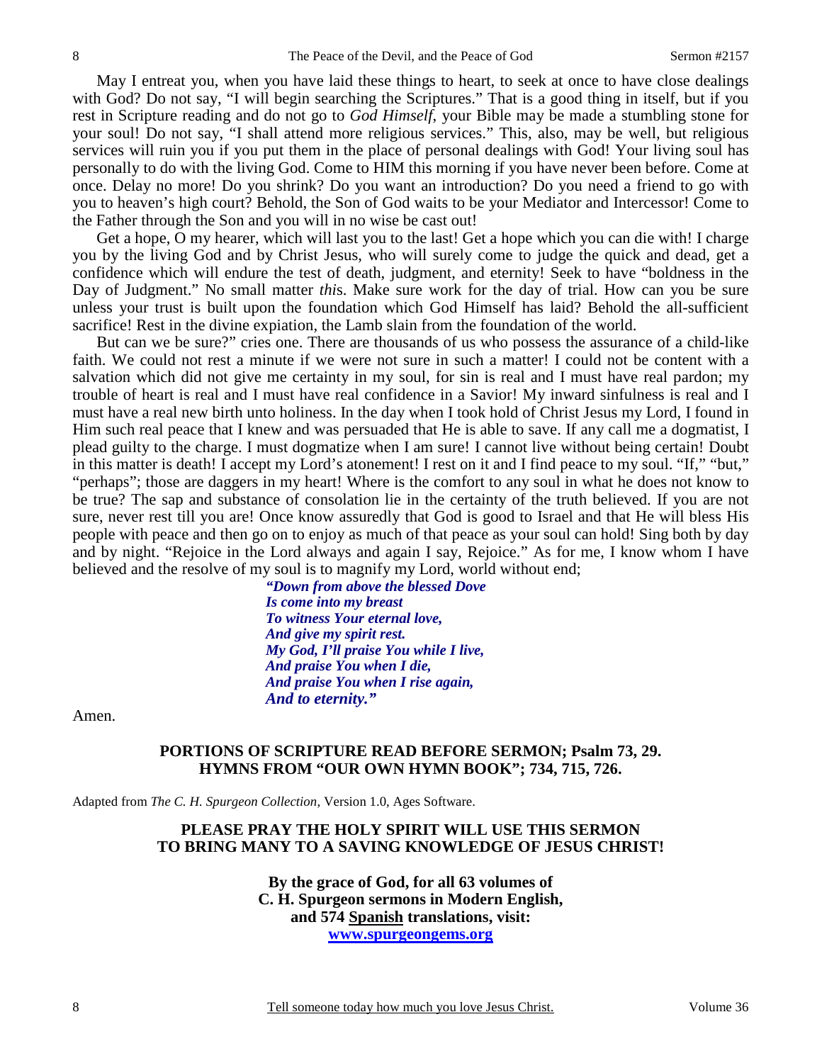May I entreat you, when you have laid these things to heart, to seek at once to have close dealings with God? Do not say, "I will begin searching the Scriptures." That is a good thing in itself, but if you rest in Scripture reading and do not go to *God Himself*, your Bible may be made a stumbling stone for your soul! Do not say, "I shall attend more religious services." This, also, may be well, but religious services will ruin you if you put them in the place of personal dealings with God! Your living soul has personally to do with the living God. Come to HIM this morning if you have never been before. Come at once. Delay no more! Do you shrink? Do you want an introduction? Do you need a friend to go with you to heaven's high court? Behold, the Son of God waits to be your Mediator and Intercessor! Come to the Father through the Son and you will in no wise be cast out!

Get a hope, O my hearer, which will last you to the last! Get a hope which you can die with! I charge you by the living God and by Christ Jesus, who will surely come to judge the quick and dead, get a confidence which will endure the test of death, judgment, and eternity! Seek to have "boldness in the Day of Judgment." No small matter *thi*s. Make sure work for the day of trial. How can you be sure unless your trust is built upon the foundation which God Himself has laid? Behold the all-sufficient sacrifice! Rest in the divine expiation, the Lamb slain from the foundation of the world.

But can we be sure?" cries one. There are thousands of us who possess the assurance of a child-like faith. We could not rest a minute if we were not sure in such a matter! I could not be content with a salvation which did not give me certainty in my soul, for sin is real and I must have real pardon; my trouble of heart is real and I must have real confidence in a Savior! My inward sinfulness is real and I must have a real new birth unto holiness. In the day when I took hold of Christ Jesus my Lord, I found in Him such real peace that I knew and was persuaded that He is able to save. If any call me a dogmatist, I plead guilty to the charge. I must dogmatize when I am sure! I cannot live without being certain! Doubt in this matter is death! I accept my Lord's atonement! I rest on it and I find peace to my soul. "If," "but," "perhaps"; those are daggers in my heart! Where is the comfort to any soul in what he does not know to be true? The sap and substance of consolation lie in the certainty of the truth believed. If you are not sure, never rest till you are! Once know assuredly that God is good to Israel and that He will bless His people with peace and then go on to enjoy as much of that peace as your soul can hold! Sing both by day and by night. "Rejoice in the Lord always and again I say, Rejoice." As for me, I know whom I have believed and the resolve of my soul is to magnify my Lord, world without end;

> ***"Down from above the blessed Dove***
> ***Is come into my breast***
> ***To witness Your eternal love,***
> ***And give my spirit rest.***
> ***My God, I'll praise You while I live,***
> ***And praise You when I die,***
> ***And praise You when I rise again,***
> ***And to eternity."***

Amen.

**PORTIONS OF SCRIPTURE READ BEFORE SERMON; Psalm 73, 29.**
**HYMNS FROM "OUR OWN HYMN BOOK"; 734, 715, 726.**

Adapted from *The C. H. Spurgeon Collection*, Version 1.0, Ages Software.

**PLEASE PRAY THE HOLY SPIRIT WILL USE THIS SERMON TO BRING MANY TO A SAVING KNOWLEDGE OF JESUS CHRIST!**

**By the grace of God, for all 63 volumes of C. H. Spurgeon sermons in Modern English, and 574 Spanish translations, visit: www.spurgeongems.org**